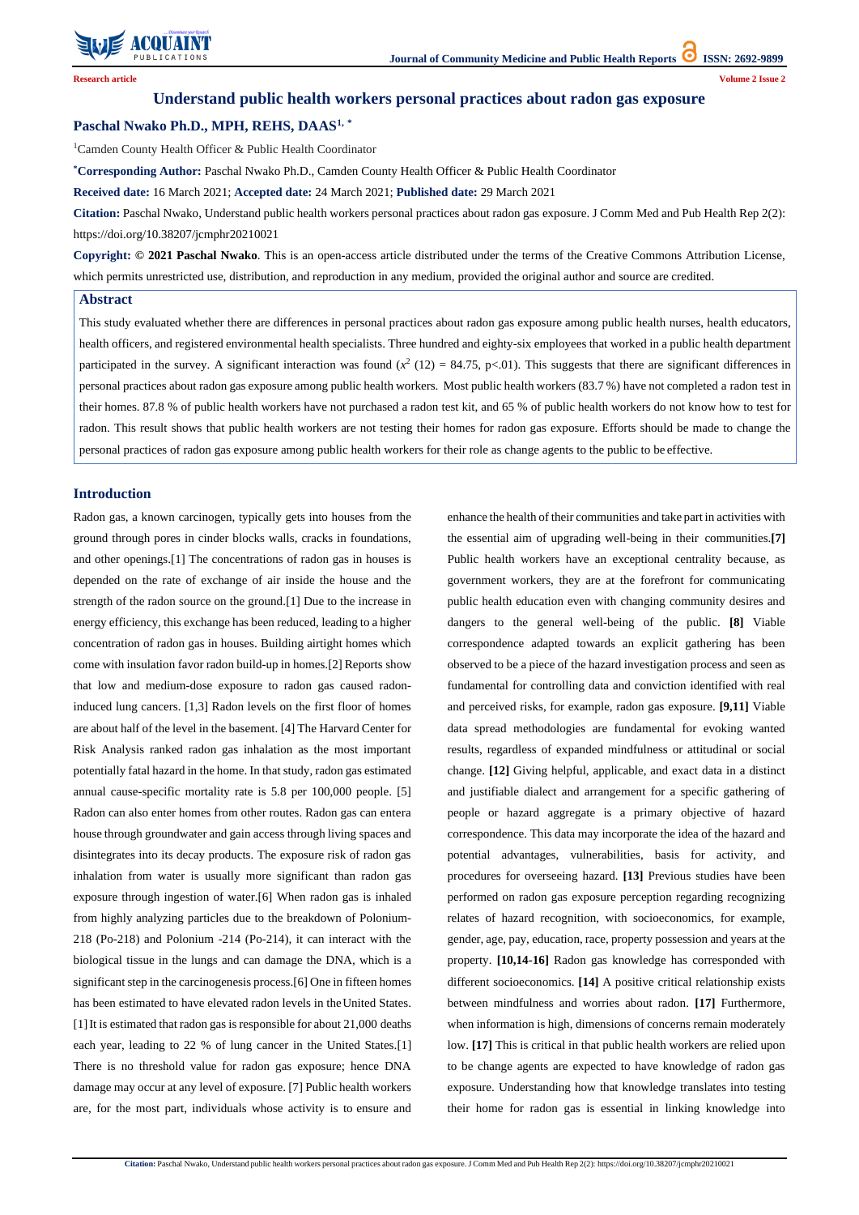Research article

# Understand public health workers personal practices about radon gas exposure

**Paschal Nwako Ph.D., MPH, REHS, DAAS[1, *]**

[1]Camden County Health Officer & Public Health Coordinator

**[*]Corresponding Author:** Paschal Nwako Ph.D., Camden County Health Officer & Public Health Coordinator

**Received date:** 16 March 2021; **Accepted date:** 24 March 2021; **Published date:** 29 March 2021

**Citation:** Paschal Nwako, Understand public health workers personal practices about radon gas exposure. J Comm Med and Pub Health Rep 2(2): https://doi.org/10.38207/jcmphr20210021

**Copyright: © 2021 Paschal Nwako**. This is an open-access article distributed under the terms of the Creative Commons Attribution License, which permits unrestricted use, distribution, and reproduction in any medium, provided the original author and source are credited.

## Abstract

This study evaluated whether there are differences in personal practices about radon gas exposure among public health nurses, health educators, health officers, and registered environmental health specialists. Three hundred and eighty-six employees that worked in a public health department participated in the survey. A significant interaction was found ($x^2$ (12) = 84.75, p<.01). This suggests that there are significant differences in personal practices about radon gas exposure among public health workers. Most public health workers (83.7 %) have not completed a radon test in their homes. 87.8 % of public health workers have not purchased a radon test kit, and 65 % of public health workers do not know how to test for radon. This result shows that public health workers are not testing their homes for radon gas exposure. Efforts should be made to change the personal practices of radon gas exposure among public health workers for their role as change agents to the public to be effective.

## Introduction

Radon gas, a known carcinogen, typically gets into houses from the ground through pores in cinder blocks walls, cracks in foundations, and other openings.[1] The concentrations of radon gas in houses is depended on the rate of exchange of air inside the house and the strength of the radon source on the ground.[1] Due to the increase in energy efficiency, this exchange has been reduced, leading to a higher concentration of radon gas in houses. Building airtight homes which come with insulation favor radon build-up in homes.[2] Reports show that low and medium-dose exposure to radon gas caused radon-induced lung cancers. [1,3] Radon levels on the first floor of homes are about half of the level in the basement. [4] The Harvard Center for Risk Analysis ranked radon gas inhalation as the most important potentially fatal hazard in the home. In that study, radon gas estimated annual cause-specific mortality rate is 5.8 per 100,000 people. [5] Radon can also enter homes from other routes. Radon gas can entera house through groundwater and gain access through living spaces and disintegrates into its decay products. The exposure risk of radon gas inhalation from water is usually more significant than radon gas exposure through ingestion of water.[6] When radon gas is inhaled from highly analyzing particles due to the breakdown of Polonium-218 (Po-218) and Polonium -214 (Po-214), it can interact with the biological tissue in the lungs and can damage the DNA, which is a significant step in the carcinogenesis process.[6] One in fifteen homes has been estimated to have elevated radon levels in the United States.[1] It is estimated that radon gas is responsible for about 21,000 deaths each year, leading to 22 % of lung cancer in the United States.[1] There is no threshold value for radon gas exposure; hence DNA damage may occur at any level of exposure. [7] Public health workers are, for the most part, individuals whose activity is to ensure and enhance the health of their communities and take part in activities with the essential aim of upgrading well-being in their communities.**[7]** Public health workers have an exceptional centrality because, as government workers, they are at the forefront for communicating public health education even with changing community desires and dangers to the general well-being of the public. **[8]** Viable correspondence adapted towards an explicit gathering has been observed to be a piece of the hazard investigation process and seen as fundamental for controlling data and conviction identified with real and perceived risks, for example, radon gas exposure. **[9,11]** Viable data spread methodologies are fundamental for evoking wanted results, regardless of expanded mindfulness or attitudinal or social change. **[12]** Giving helpful, applicable, and exact data in a distinct and justifiable dialect and arrangement for a specific gathering of people or hazard aggregate is a primary objective of hazard correspondence. This data may incorporate the idea of the hazard and potential advantages, vulnerabilities, basis for activity, and procedures for overseeing hazard. **[13]** Previous studies have been performed on radon gas exposure perception regarding recognizing relates of hazard recognition, with socioeconomics, for example, gender, age, pay, education, race, property possession and years at the property. **[10,14-16]** Radon gas knowledge has corresponded with different socioeconomics. **[14]** A positive critical relationship exists between mindfulness and worries about radon. **[17]** Furthermore, when information is high, dimensions of concerns remain moderately low. **[17]** This is critical in that public health workers are relied upon to be change agents are expected to have knowledge of radon gas exposure. Understanding how that knowledge translates into testing their home for radon gas is essential in linking knowledge into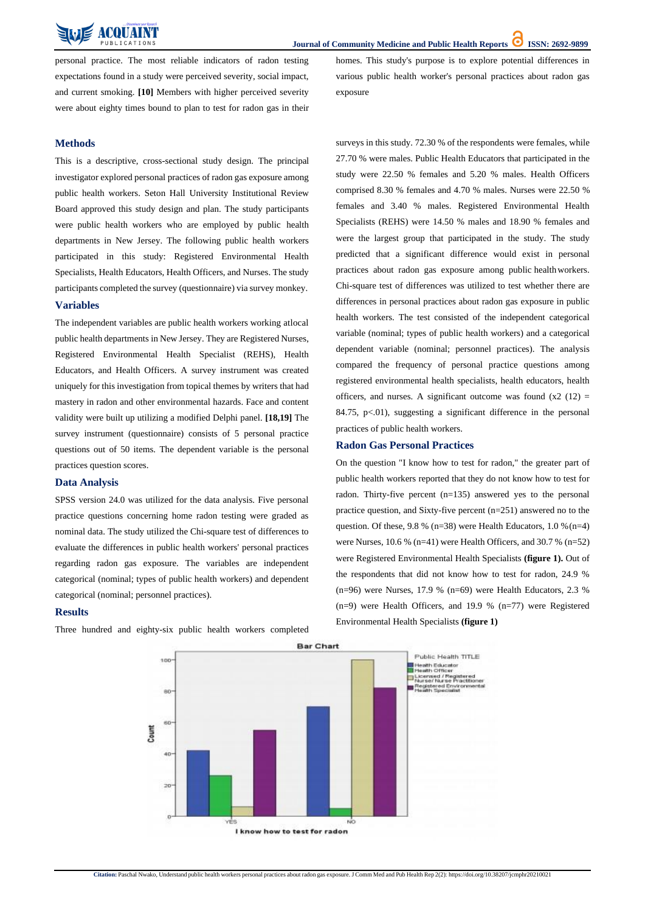personal practice. The most reliable indicators of radon testing expectations found in a study were perceived severity, social impact, and current smoking. **[10]** Members with higher perceived severity were about eighty times bound to plan to test for radon gas in their homes. This study's purpose is to explore potential differences in various public health worker's personal practices about radon gas exposure

## Methods

This is a descriptive, cross-sectional study design. The principal investigator explored personal practices of radon gas exposure among public health workers. Seton Hall University Institutional Review Board approved this study design and plan. The study participants were public health workers who are employed by public health departments in New Jersey. The following public health workers participated in this study: Registered Environmental Health Specialists, Health Educators, Health Officers, and Nurses. The study participants completed the survey (questionnaire) via survey monkey.

## Variables

The independent variables are public health workers working atlocal public health departments in New Jersey. They are Registered Nurses, Registered Environmental Health Specialist (REHS), Health Educators, and Health Officers. A survey instrument was created uniquely for this investigation from topical themes by writers that had mastery in radon and other environmental hazards. Face and content validity were built up utilizing a modified Delphi panel. **[18,19]** The survey instrument (questionnaire) consists of 5 personal practice questions out of 50 items. The dependent variable is the personal practices question scores.

## Data Analysis

SPSS version 24.0 was utilized for the data analysis. Five personal practice questions concerning home radon testing were graded as nominal data. The study utilized the Chi-square test of differences to evaluate the differences in public health workers' personal practices regarding radon gas exposure. The variables are independent categorical (nominal; types of public health workers) and dependent categorical (nominal; personnel practices).

## Results

Three hundred and eighty-six public health workers completed surveys in this study. 72.30 % of the respondents were females, while 27.70 % were males. Public Health Educators that participated in the study were 22.50 % females and 5.20 % males. Health Officers comprised 8.30 % females and 4.70 % males. Nurses were 22.50 % females and 3.40 % males. Registered Environmental Health Specialists (REHS) were 14.50 % males and 18.90 % females and were the largest group that participated in the study. The study predicted that a significant difference would exist in personal practices about radon gas exposure among public health workers. Chi-square test of differences was utilized to test whether there are differences in personal practices about radon gas exposure in public health workers. The test consisted of the independent categorical variable (nominal; types of public health workers) and a categorical dependent variable (nominal; personnel practices). The analysis compared the frequency of personal practice questions among registered environmental health specialists, health educators, health officers, and nurses. A significant outcome was found ($x2$ (12) = 84.75, $p<.01$), suggesting a significant difference in the personal practices of public health workers.

## Radon Gas Personal Practices

On the question "I know how to test for radon," the greater part of public health workers reported that they do not know how to test for radon. Thirty-five percent (n=135) answered yes to the personal practice question, and Sixty-five percent (n=251) answered no to the question. Of these, 9.8 % (n=38) were Health Educators, 1.0 %(n=4) were Nurses, 10.6 % (n=41) were Health Officers, and 30.7 % (n=52) were Registered Environmental Health Specialists **(figure 1).** Out of the respondents that did not know how to test for radon, 24.9 % (n=96) were Nurses, 17.9 % (n=69) were Health Educators, 2.3 % (n=9) were Health Officers, and 19.9 % (n=77) were Registered Environmental Health Specialists **(figure 1)**

Bar Chart

| I know how to test for radon | Health Educator | Health Officer | Licensed / Registered Nurse/ Nurse Practitioner | Registered Environmental Health Specialist |
|---|---|---|---|---|
| YES | 42 | 26 | 6 | 55 |
| NO | 70 | 5 | 100 | 82 |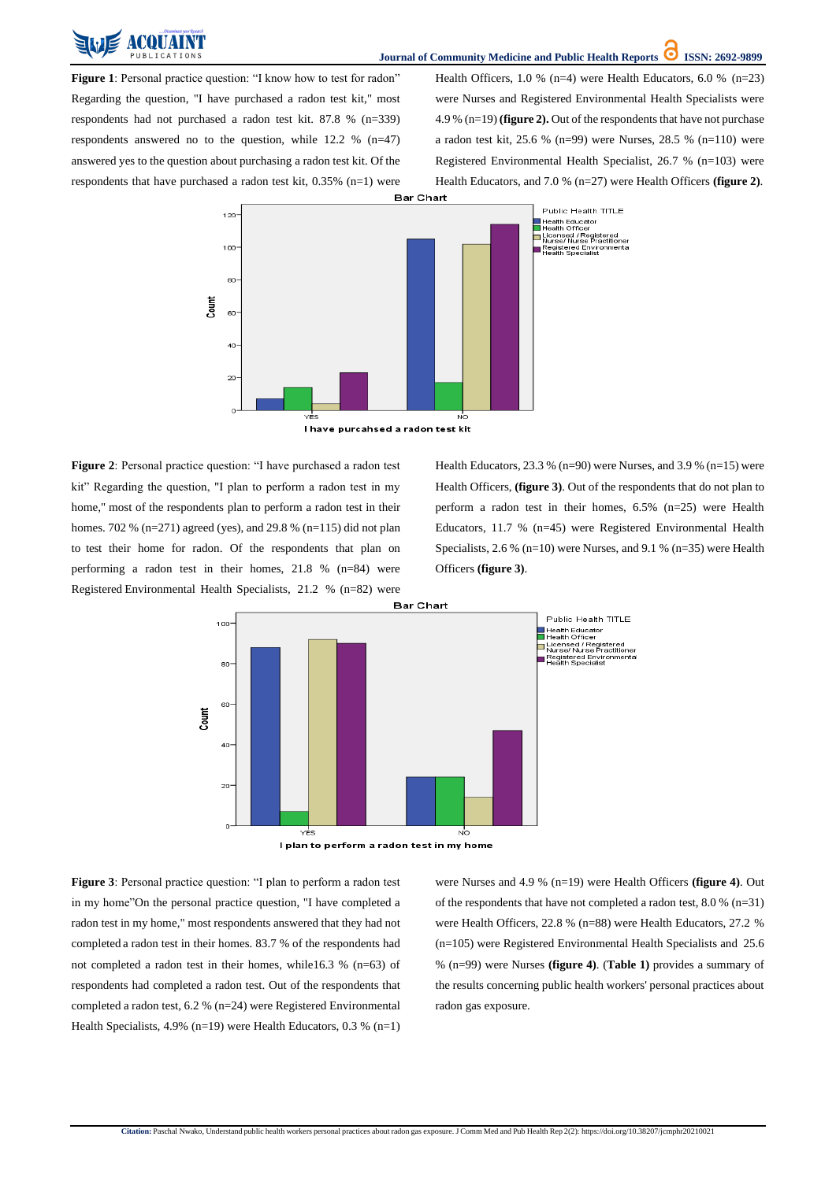**Figure 1**: Personal practice question: "I know how to test for radon" Regarding the question, "I have purchased a radon test kit," most respondents had not purchased a radon test kit. 87.8 % (n=339) respondents answered no to the question, while 12.2 % (n=47) answered yes to the question about purchasing a radon test kit. Of the respondents that have purchased a radon test kit, 0.35% (n=1) were Health Officers, 1.0 % (n=4) were Health Educators, 6.0 % (n=23) were Nurses and Registered Environmental Health Specialists were 4.9 % (n=19) **(figure 2).** Out of the respondents that have not purchase a radon test kit, 25.6 % (n=99) were Nurses, 28.5 % (n=110) were Registered Environmental Health Specialist, 26.7 % (n=103) were Health Educators, and 7.0 % (n=27) were Health Officers **(figure 2)**.

**Figure 2**: Personal practice question: "I have purchased a radon test kit" Regarding the question, "I plan to perform a radon test in my home," most of the respondents plan to perform a radon test in their homes. 702 % (n=271) agreed (yes), and 29.8 % (n=115) did not plan to test their home for radon. Of the respondents that plan on performing a radon test in their homes, 21.8 % (n=84) were Registered Environmental Health Specialists, 21.2 % (n=82) were Health Educators, 23.3 % (n=90) were Nurses, and 3.9 % (n=15) were Health Officers, **(figure 3)**. Out of the respondents that do not plan to perform a radon test in their homes, 6.5% (n=25) were Health Educators, 11.7 % (n=45) were Registered Environmental Health Specialists, 2.6 % (n=10) were Nurses, and 9.1 % (n=35) were Health Officers **(figure 3)**.

**Figure 3**: Personal practice question: "I plan to perform a radon test in my home"On the personal practice question, "I have completed a radon test in my home," most respondents answered that they had not completed a radon test in their homes. 83.7 % of the respondents had not completed a radon test in their homes, while16.3 % (n=63) of respondents had completed a radon test. Out of the respondents that completed a radon test, 6.2 % (n=24) were Registered Environmental Health Specialists, 4.9% (n=19) were Health Educators, 0.3 % (n=1) were Nurses and 4.9 % (n=19) were Health Officers **(figure 4)**. Out of the respondents that have not completed a radon test, 8.0 % (n=31) were Health Officers, 22.8 % (n=88) were Health Educators, 27.2 % (n=105) were Registered Environmental Health Specialists and 25.6 % (n=99) were Nurses **(figure 4)**. (**Table 1)** provides a summary of the results concerning public health workers' personal practices about radon gas exposure.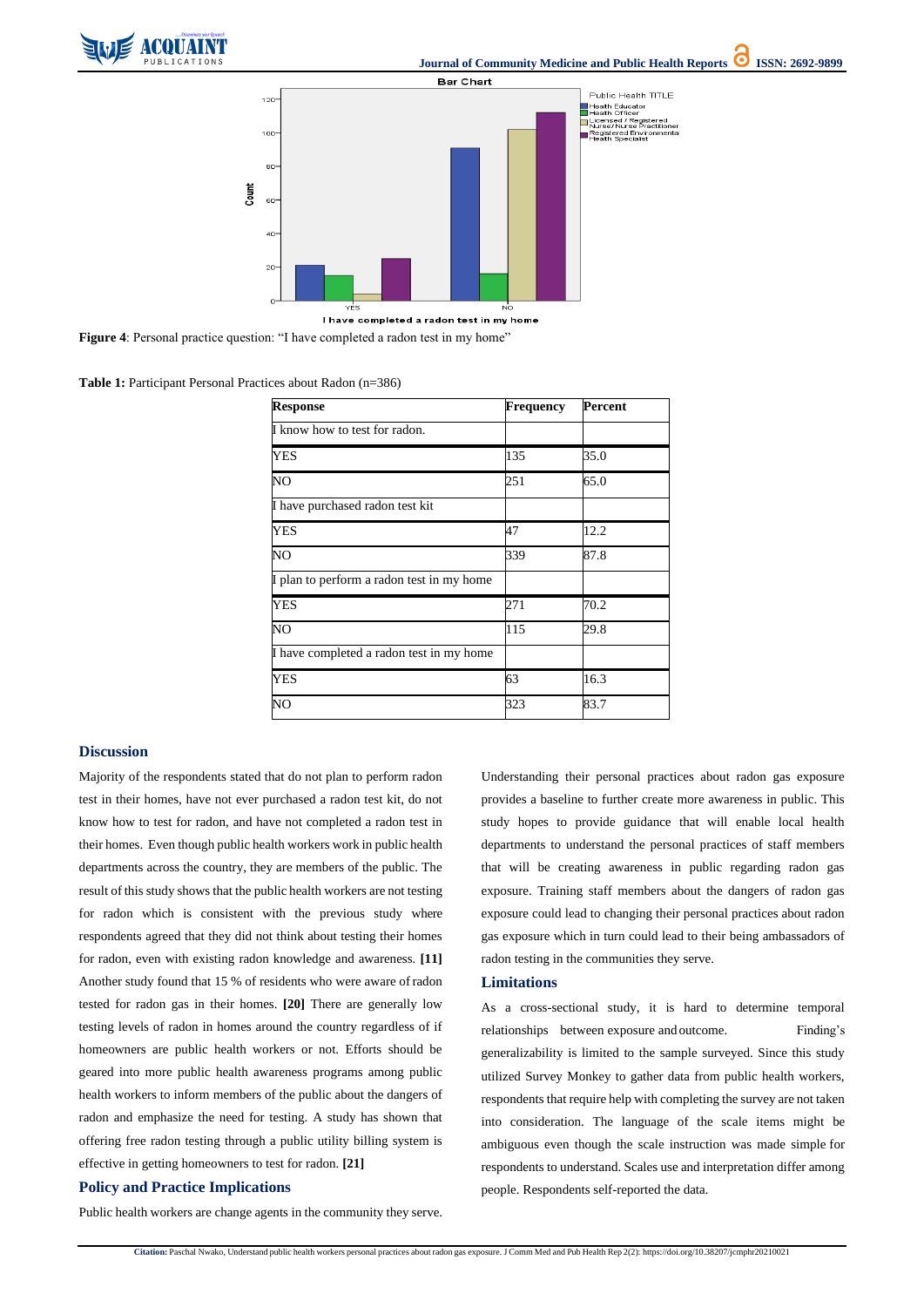Figure 4: Personal practice question: "I have completed a radon test in my home"

**Table 1:** Participant Personal Practices about Radon (n=386)

| Response | Frequency | Percent |
|---|---|---|
| I know how to test for radon. | | |
| YES | 135 | 35.0 |
| NO | 251 | 65.0 |
| I have purchased radon test kit | | |
| YES | 47 | 12.2 |
| NO | 339 | 87.8 |
| I plan to perform a radon test in my home | | |
| YES | 271 | 70.2 |
| NO | 115 | 29.8 |
| I have completed a radon test in my home | | |
| YES | 63 | 16.3 |
| NO | 323 | 83.7 |

## Discussion

Majority of the respondents stated that do not plan to perform radon test in their homes, have not ever purchased a radon test kit, do not know how to test for radon, and have not completed a radon test in their homes. Even though public health workers work in public health departments across the country, they are members of the public. The result of this study shows that the public health workers are not testing for radon which is consistent with the previous study where respondents agreed that they did not think about testing their homes for radon, even with existing radon knowledge and awareness. **[11]** Another study found that 15 % of residents who were aware of radon tested for radon gas in their homes. **[20]** There are generally low testing levels of radon in homes around the country regardless of if homeowners are public health workers or not. Efforts should be geared into more public health awareness programs among public health workers to inform members of the public about the dangers of radon and emphasize the need for testing. A study has shown that offering free radon testing through a public utility billing system is effective in getting homeowners to test for radon. **[21]**

## Policy and Practice Implications

Public health workers are change agents in the community they serve. Understanding their personal practices about radon gas exposure provides a baseline to further create more awareness in public. This study hopes to provide guidance that will enable local health departments to understand the personal practices of staff members that will be creating awareness in public regarding radon gas exposure. Training staff members about the dangers of radon gas exposure could lead to changing their personal practices about radon gas exposure which in turn could lead to their being ambassadors of radon testing in the communities they serve.

## Limitations

As a cross-sectional study, it is hard to determine temporal relationships between exposure and outcome. Finding's generalizability is limited to the sample surveyed. Since this study utilized Survey Monkey to gather data from public health workers, respondents that require help with completing the survey are not taken into consideration. The language of the scale items might be ambiguous even though the scale instruction was made simple for respondents to understand. Scales use and interpretation differ among people. Respondents self-reported the data.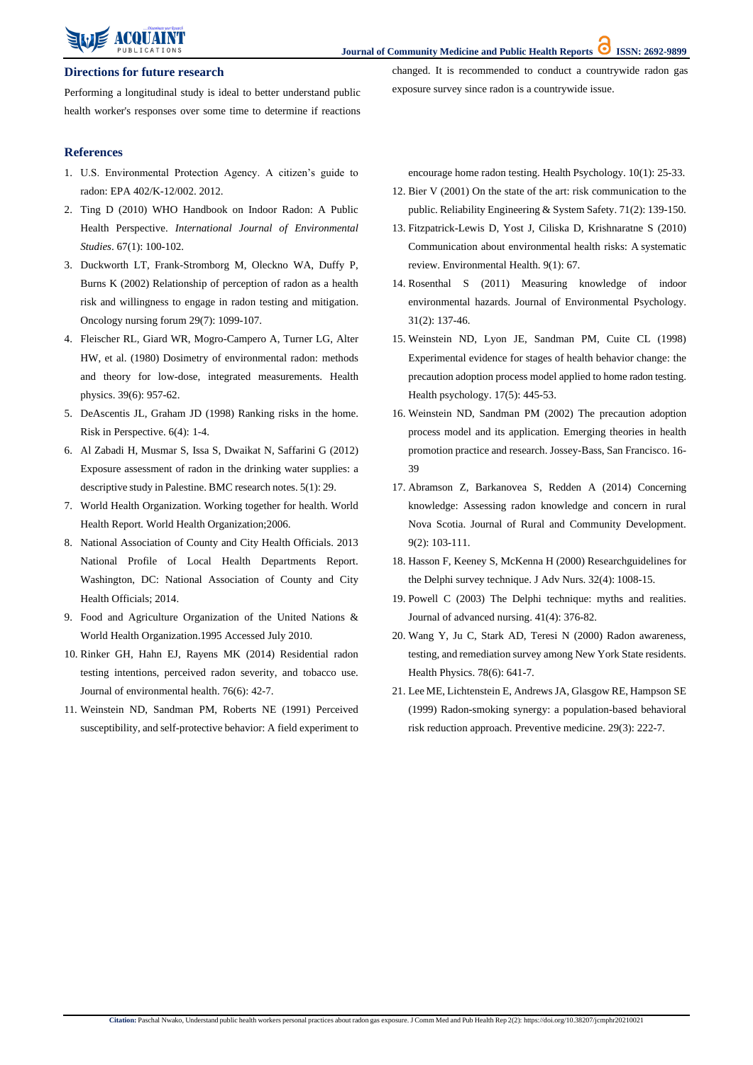## Directions for future research

Performing a longitudinal study is ideal to better understand public health worker's responses over some time to determine if reactions changed. It is recommended to conduct a countrywide radon gas exposure survey since radon is a countrywide issue.

## References

1. U.S. Environmental Protection Agency. A citizen's guide to radon: EPA 402/K-12/002. 2012.
2. Ting D (2010) WHO Handbook on Indoor Radon: A Public Health Perspective. *International Journal of Environmental Studies*. 67(1): 100-102.
3. Duckworth LT, Frank-Stromborg M, Oleckno WA, Duffy P, Burns K (2002) Relationship of perception of radon as a health risk and willingness to engage in radon testing and mitigation. Oncology nursing forum 29(7): 1099-107.
4. Fleischer RL, Giard WR, Mogro-Campero A, Turner LG, Alter HW, et al. (1980) Dosimetry of environmental radon: methods and theory for low-dose, integrated measurements. Health physics. 39(6): 957-62.
5. DeAscentis JL, Graham JD (1998) Ranking risks in the home. Risk in Perspective. 6(4): 1-4.
6. Al Zabadi H, Musmar S, Issa S, Dwaikat N, Saffarini G (2012) Exposure assessment of radon in the drinking water supplies: a descriptive study in Palestine. BMC research notes. 5(1): 29.
7. World Health Organization. Working together for health. World Health Report. World Health Organization;2006.
8. National Association of County and City Health Officials. 2013 National Profile of Local Health Departments Report. Washington, DC: National Association of County and City Health Officials; 2014.
9. Food and Agriculture Organization of the United Nations & World Health Organization.1995 Accessed July 2010.
10. Rinker GH, Hahn EJ, Rayens MK (2014) Residential radon testing intentions, perceived radon severity, and tobacco use. Journal of environmental health. 76(6): 42-7.
11. Weinstein ND, Sandman PM, Roberts NE (1991) Perceived susceptibility, and self-protective behavior: A field experiment to encourage home radon testing. Health Psychology. 10(1): 25-33.
12. Bier V (2001) On the state of the art: risk communication to the public. Reliability Engineering & System Safety. 71(2): 139-150.
13. Fitzpatrick-Lewis D, Yost J, Ciliska D, Krishnaratne S (2010) Communication about environmental health risks: A systematic review. Environmental Health. 9(1): 67.
14. Rosenthal S (2011) Measuring knowledge of indoor environmental hazards. Journal of Environmental Psychology. 31(2): 137-46.
15. Weinstein ND, Lyon JE, Sandman PM, Cuite CL (1998) Experimental evidence for stages of health behavior change: the precaution adoption process model applied to home radon testing. Health psychology. 17(5): 445-53.
16. Weinstein ND, Sandman PM (2002) The precaution adoption process model and its application. Emerging theories in health promotion practice and research. Jossey-Bass, San Francisco. 16-39
17. Abramson Z, Barkanovea S, Redden A (2014) Concerning knowledge: Assessing radon knowledge and concern in rural Nova Scotia. Journal of Rural and Community Development. 9(2): 103-111.
18. Hasson F, Keeney S, McKenna H (2000) Researchguidelines for the Delphi survey technique. J Adv Nurs. 32(4): 1008-15.
19. Powell C (2003) The Delphi technique: myths and realities. Journal of advanced nursing. 41(4): 376-82.
20. Wang Y, Ju C, Stark AD, Teresi N (2000) Radon awareness, testing, and remediation survey among New York State residents. Health Physics. 78(6): 641-7.
21. Lee ME, Lichtenstein E, Andrews JA, Glasgow RE, Hampson SE (1999) Radon-smoking synergy: a population-based behavioral risk reduction approach. Preventive medicine. 29(3): 222-7.